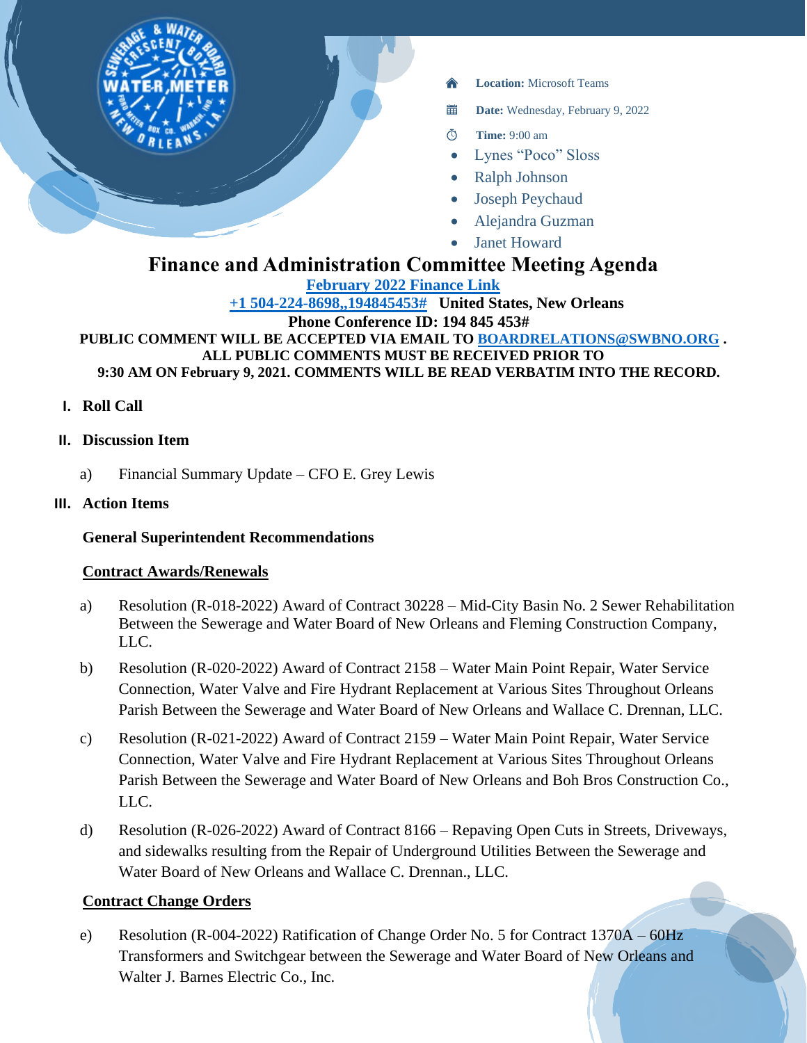- **Location:** Microsoft Teams
- **Date:** Wednesday, February 9, 2022
- **Time:** 9:00 am

- Lynes "Poco" Sloss
- Ralph Johnson
- Joseph Peychaud
- Alejandra Guzman
- Janet Howard

# Finance and Administration Committee Meeting Agenda

**February 2022 Finance Link**

**+1 504-224-8698,,194845453#   United States, New Orleans**

**Phone Conference ID: 194 845 453#**

**PUBLIC COMMENT WILL BE ACCEPTED VIA EMAIL TO BOARDRELATIONS@SWBNO.ORG . ALL PUBLIC COMMENTS MUST BE RECEIVED PRIOR TO 9:30 AM ON February 9, 2021. COMMENTS WILL BE READ VERBATIM INTO THE RECORD.**

## I. Roll Call

## II. Discussion Item

a) Financial Summary Update – CFO E. Grey Lewis

## III. Action Items

### General Superintendent Recommendations

#### Contract Awards/Renewals

a) Resolution (R-018-2022) Award of Contract 30228 – Mid-City Basin No. 2 Sewer Rehabilitation Between the Sewerage and Water Board of New Orleans and Fleming Construction Company, LLC.

b) Resolution (R-020-2022) Award of Contract 2158 – Water Main Point Repair, Water Service Connection, Water Valve and Fire Hydrant Replacement at Various Sites Throughout Orleans Parish Between the Sewerage and Water Board of New Orleans and Wallace C. Drennan, LLC.

c) Resolution (R-021-2022) Award of Contract 2159 – Water Main Point Repair, Water Service Connection, Water Valve and Fire Hydrant Replacement at Various Sites Throughout Orleans Parish Between the Sewerage and Water Board of New Orleans and Boh Bros Construction Co., LLC.

d) Resolution (R-026-2022) Award of Contract 8166 – Repaving Open Cuts in Streets, Driveways, and sidewalks resulting from the Repair of Underground Utilities Between the Sewerage and Water Board of New Orleans and Wallace C. Drennan., LLC.

#### Contract Change Orders

e) Resolution (R-004-2022) Ratification of Change Order No. 5 for Contract 1370A – 60Hz Transformers and Switchgear between the Sewerage and Water Board of New Orleans and Walter J. Barnes Electric Co., Inc.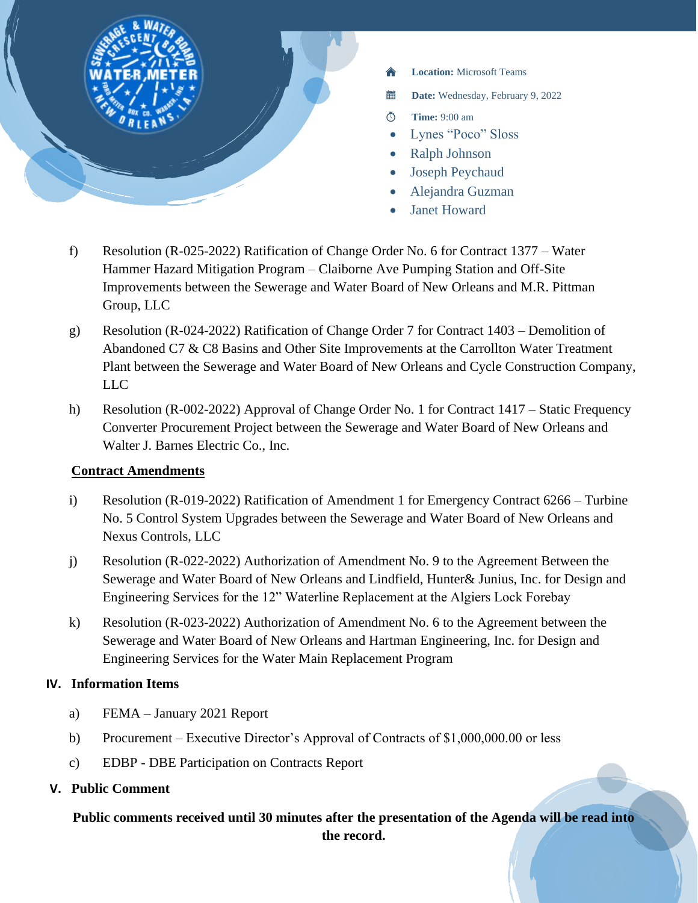**Location:** Microsoft Teams

**Date:** Wednesday, February 9, 2022

**Time:** 9:00 am

- Lynes "Poco" Sloss
- Ralph Johnson
- Joseph Peychaud
- Alejandra Guzman
- Janet Howard

f) Resolution (R-025-2022) Ratification of Change Order No. 6 for Contract 1377 – Water Hammer Hazard Mitigation Program – Claiborne Ave Pumping Station and Off-Site Improvements between the Sewerage and Water Board of New Orleans and M.R. Pittman Group, LLC

g) Resolution (R-024-2022) Ratification of Change Order 7 for Contract 1403 – Demolition of Abandoned C7 & C8 Basins and Other Site Improvements at the Carrollton Water Treatment Plant between the Sewerage and Water Board of New Orleans and Cycle Construction Company, LLC

h) Resolution (R-002-2022) Approval of Change Order No. 1 for Contract 1417 – Static Frequency Converter Procurement Project between the Sewerage and Water Board of New Orleans and Walter J. Barnes Electric Co., Inc.

**Contract Amendments**

i) Resolution (R-019-2022) Ratification of Amendment 1 for Emergency Contract 6266 – Turbine No. 5 Control System Upgrades between the Sewerage and Water Board of New Orleans and Nexus Controls, LLC

j) Resolution (R-022-2022) Authorization of Amendment No. 9 to the Agreement Between the Sewerage and Water Board of New Orleans and Lindfield, Hunter& Junius, Inc. for Design and Engineering Services for the 12" Waterline Replacement at the Algiers Lock Forebay

k) Resolution (R-023-2022) Authorization of Amendment No. 6 to the Agreement between the Sewerage and Water Board of New Orleans and Hartman Engineering, Inc. for Design and Engineering Services for the Water Main Replacement Program

## IV. Information Items

a) FEMA – January 2021 Report

b) Procurement – Executive Director's Approval of Contracts of $1,000,000.00 or less

c) EDBP - DBE Participation on Contracts Report

## V. Public Comment

**Public comments received until 30 minutes after the presentation of the Agenda will be read into the record.**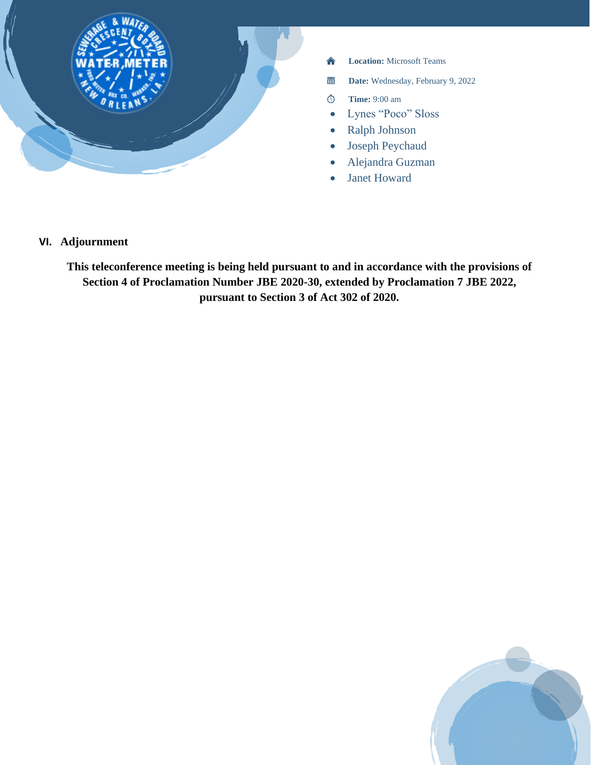**Location:** Microsoft Teams

**Date:** Wednesday, February 9, 2022

**Time:** 9:00 am

- Lynes “Poco” Sloss
- Ralph Johnson
- Joseph Peychaud
- Alejandra Guzman
- Janet Howard

## VI. Adjournment

**This teleconference meeting is being held pursuant to and in accordance with the provisions of Section 4 of Proclamation Number JBE 2020-30, extended by Proclamation 7 JBE 2022, pursuant to Section 3 of Act 302 of 2020.**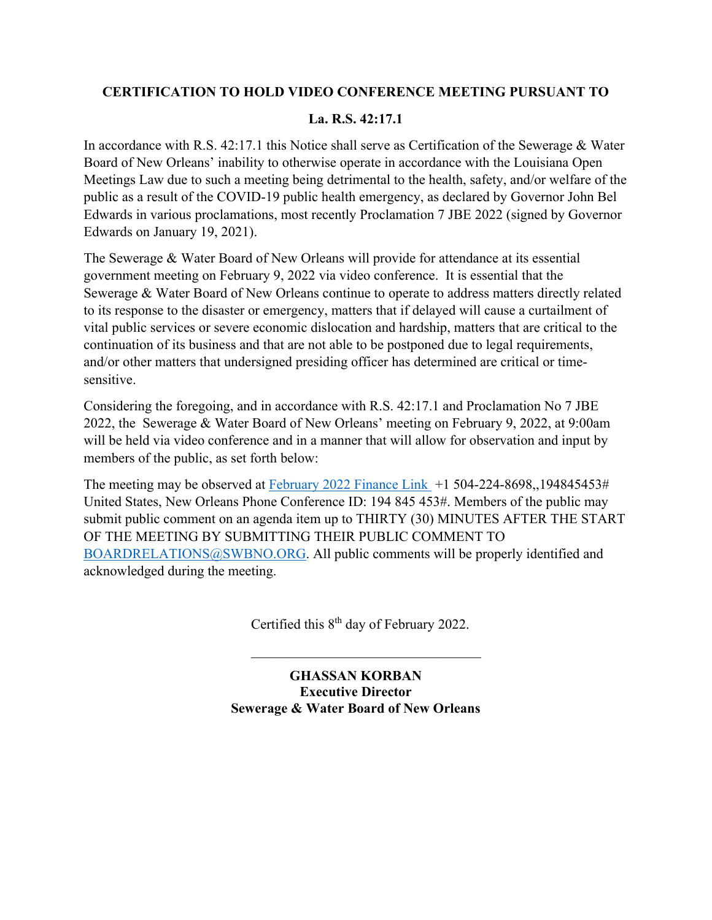**CERTIFICATION TO HOLD VIDEO CONFERENCE MEETING PURSUANT TO**

**La. R.S. 42:17.1**

In accordance with R.S. 42:17.1 this Notice shall serve as Certification of the Sewerage & Water Board of New Orleans' inability to otherwise operate in accordance with the Louisiana Open Meetings Law due to such a meeting being detrimental to the health, safety, and/or welfare of the public as a result of the COVID-19 public health emergency, as declared by Governor John Bel Edwards in various proclamations, most recently Proclamation 7 JBE 2022 (signed by Governor Edwards on January 19, 2021).

The Sewerage & Water Board of New Orleans will provide for attendance at its essential government meeting on February 9, 2022 via video conference. It is essential that the Sewerage & Water Board of New Orleans continue to operate to address matters directly related to its response to the disaster or emergency, matters that if delayed will cause a curtailment of vital public services or severe economic dislocation and hardship, matters that are critical to the continuation of its business and that are not able to be postponed due to legal requirements, and/or other matters that undersigned presiding officer has determined are critical or time-sensitive.

Considering the foregoing, and in accordance with R.S. 42:17.1 and Proclamation No 7 JBE 2022, the Sewerage & Water Board of New Orleans' meeting on February 9, 2022, at 9:00am will be held via video conference and in a manner that will allow for observation and input by members of the public, as set forth below:

The meeting may be observed at February 2022 Finance Link +1 504-224-8698,,194845453# United States, New Orleans Phone Conference ID: 194 845 453#. Members of the public may submit public comment on an agenda item up to THIRTY (30) MINUTES AFTER THE START OF THE MEETING BY SUBMITTING THEIR PUBLIC COMMENT TO BOARDRELATIONS@SWBNO.ORG. All public comments will be properly identified and acknowledged during the meeting.

Certified this 8th day of February 2022.

\_\_\_\_\_\_\_\_\_\_\_\_\_\_\_\_\_\_\_\_\_\_\_\_\_\_\_\_\_\_\_\_

**GHASSAN KORBAN**
**Executive Director**
**Sewerage & Water Board of New Orleans**